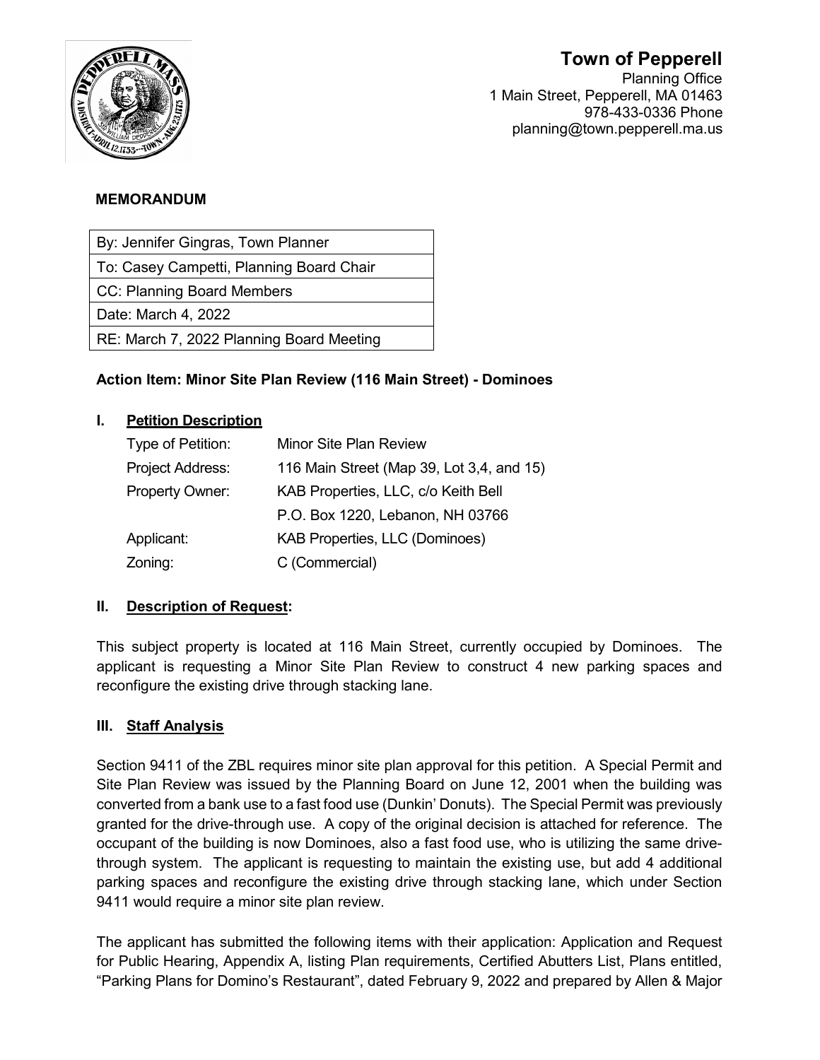# Town of Pepperell

Planning Office
1 Main Street, Pepperell, MA 01463
978-433-0336 Phone
planning@town.pepperell.ma.us

## MEMORANDUM

| By: Jennifer Gingras, Town Planner |
|---|
| To: Casey Campetti, Planning Board Chair |
| CC: Planning Board Members |
| Date: March 4, 2022 |
| RE: March 7, 2022 Planning Board Meeting |

**Action Item: Minor Site Plan Review (116 Main Street) - Dominoes**

### I. Petition Description

| | |
|---|---|
| Type of Petition: | Minor Site Plan Review |
| Project Address: | 116 Main Street (Map 39, Lot 3,4, and 15) |
| Property Owner: | KAB Properties, LLC, c/o Keith Bell |
| | P.O. Box 1220, Lebanon, NH 03766 |
| Applicant: | KAB Properties, LLC (Dominoes) |
| Zoning: | C (Commercial) |

### II. Description of Request:

This subject property is located at 116 Main Street, currently occupied by Dominoes. The applicant is requesting a Minor Site Plan Review to construct 4 new parking spaces and reconfigure the existing drive through stacking lane.

### III. Staff Analysis

Section 9411 of the ZBL requires minor site plan approval for this petition. A Special Permit and Site Plan Review was issued by the Planning Board on June 12, 2001 when the building was converted from a bank use to a fast food use (Dunkin' Donuts). The Special Permit was previously granted for the drive-through use. A copy of the original decision is attached for reference. The occupant of the building is now Dominoes, also a fast food use, who is utilizing the same drive-through system. The applicant is requesting to maintain the existing use, but add 4 additional parking spaces and reconfigure the existing drive through stacking lane, which under Section 9411 would require a minor site plan review.

The applicant has submitted the following items with their application: Application and Request for Public Hearing, Appendix A, listing Plan requirements, Certified Abutters List, Plans entitled, "Parking Plans for Domino's Restaurant", dated February 9, 2022 and prepared by Allen & Major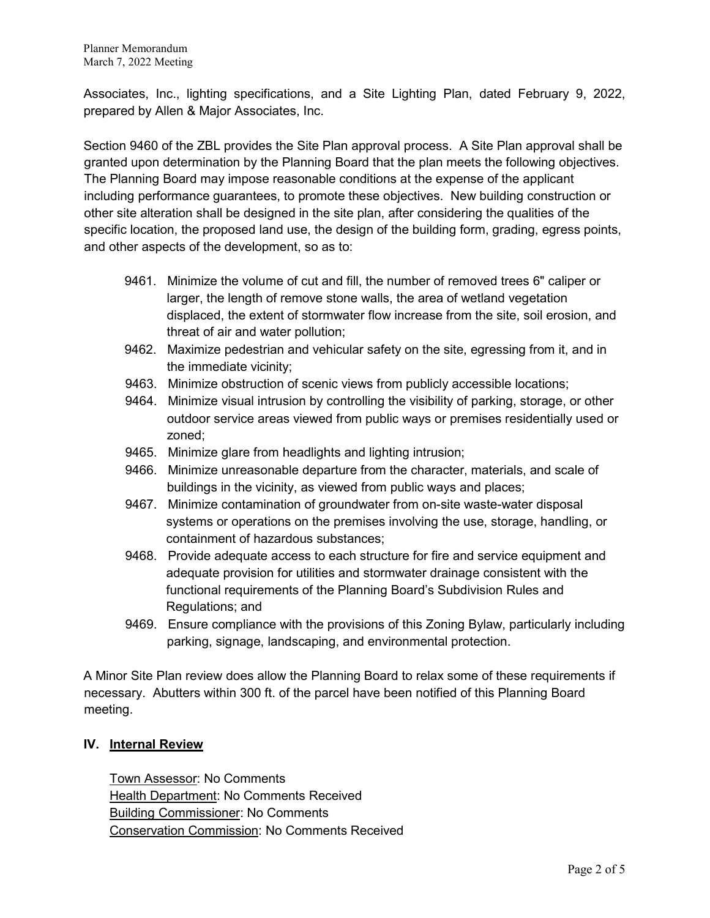Associates, Inc., lighting specifications, and a Site Lighting Plan, dated February 9, 2022, prepared by Allen & Major Associates, Inc.

Section 9460 of the ZBL provides the Site Plan approval process. A Site Plan approval shall be granted upon determination by the Planning Board that the plan meets the following objectives. The Planning Board may impose reasonable conditions at the expense of the applicant including performance guarantees, to promote these objectives. New building construction or other site alteration shall be designed in the site plan, after considering the qualities of the specific location, the proposed land use, the design of the building form, grading, egress points, and other aspects of the development, so as to:

- 9461. Minimize the volume of cut and fill, the number of removed trees 6" caliper or larger, the length of remove stone walls, the area of wetland vegetation displaced, the extent of stormwater flow increase from the site, soil erosion, and threat of air and water pollution;
- 9462. Maximize pedestrian and vehicular safety on the site, egressing from it, and in the immediate vicinity;
- 9463. Minimize obstruction of scenic views from publicly accessible locations;
- 9464. Minimize visual intrusion by controlling the visibility of parking, storage, or other outdoor service areas viewed from public ways or premises residentially used or zoned;
- 9465. Minimize glare from headlights and lighting intrusion;
- 9466. Minimize unreasonable departure from the character, materials, and scale of buildings in the vicinity, as viewed from public ways and places;
- 9467. Minimize contamination of groundwater from on-site waste-water disposal systems or operations on the premises involving the use, storage, handling, or containment of hazardous substances;
- 9468. Provide adequate access to each structure for fire and service equipment and adequate provision for utilities and stormwater drainage consistent with the functional requirements of the Planning Board's Subdivision Rules and Regulations; and
- 9469. Ensure compliance with the provisions of this Zoning Bylaw, particularly including parking, signage, landscaping, and environmental protection.

A Minor Site Plan review does allow the Planning Board to relax some of these requirements if necessary. Abutters within 300 ft. of the parcel have been notified of this Planning Board meeting.

## IV. Internal Review

Town Assessor: No Comments
Health Department: No Comments Received
Building Commissioner: No Comments
Conservation Commission: No Comments Received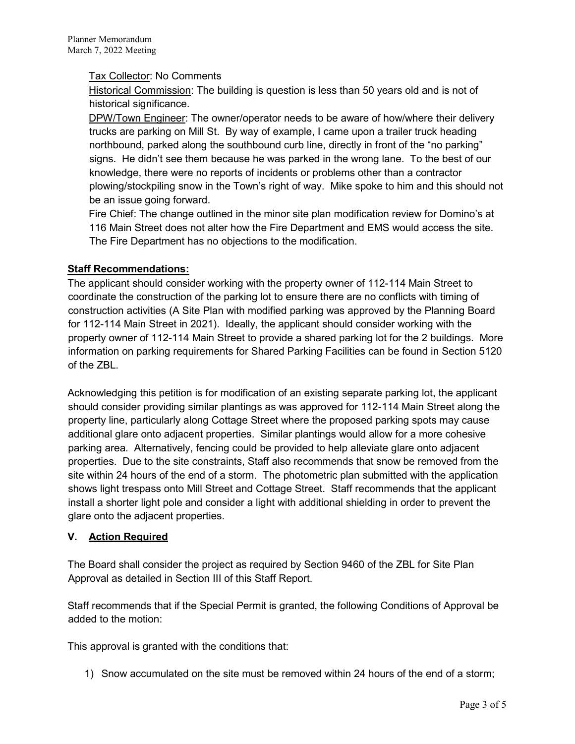Tax Collector: No Comments

Historical Commission: The building is question is less than 50 years old and is not of historical significance.

DPW/Town Engineer: The owner/operator needs to be aware of how/where their delivery trucks are parking on Mill St. By way of example, I came upon a trailer truck heading northbound, parked along the southbound curb line, directly in front of the "no parking" signs. He didn't see them because he was parked in the wrong lane. To the best of our knowledge, there were no reports of incidents or problems other than a contractor plowing/stockpiling snow in the Town's right of way. Mike spoke to him and this should not be an issue going forward.

Fire Chief: The change outlined in the minor site plan modification review for Domino's at 116 Main Street does not alter how the Fire Department and EMS would access the site. The Fire Department has no objections to the modification.

**Staff Recommendations:**

The applicant should consider working with the property owner of 112-114 Main Street to coordinate the construction of the parking lot to ensure there are no conflicts with timing of construction activities (A Site Plan with modified parking was approved by the Planning Board for 112-114 Main Street in 2021). Ideally, the applicant should consider working with the property owner of 112-114 Main Street to provide a shared parking lot for the 2 buildings. More information on parking requirements for Shared Parking Facilities can be found in Section 5120 of the ZBL.

Acknowledging this petition is for modification of an existing separate parking lot, the applicant should consider providing similar plantings as was approved for 112-114 Main Street along the property line, particularly along Cottage Street where the proposed parking spots may cause additional glare onto adjacent properties. Similar plantings would allow for a more cohesive parking area. Alternatively, fencing could be provided to help alleviate glare onto adjacent properties. Due to the site constraints, Staff also recommends that snow be removed from the site within 24 hours of the end of a storm. The photometric plan submitted with the application shows light trespass onto Mill Street and Cottage Street. Staff recommends that the applicant install a shorter light pole and consider a light with additional shielding in order to prevent the glare onto the adjacent properties.

## V. Action Required

The Board shall consider the project as required by Section 9460 of the ZBL for Site Plan Approval as detailed in Section III of this Staff Report.

Staff recommends that if the Special Permit is granted, the following Conditions of Approval be added to the motion:

This approval is granted with the conditions that:

1) Snow accumulated on the site must be removed within 24 hours of the end of a storm;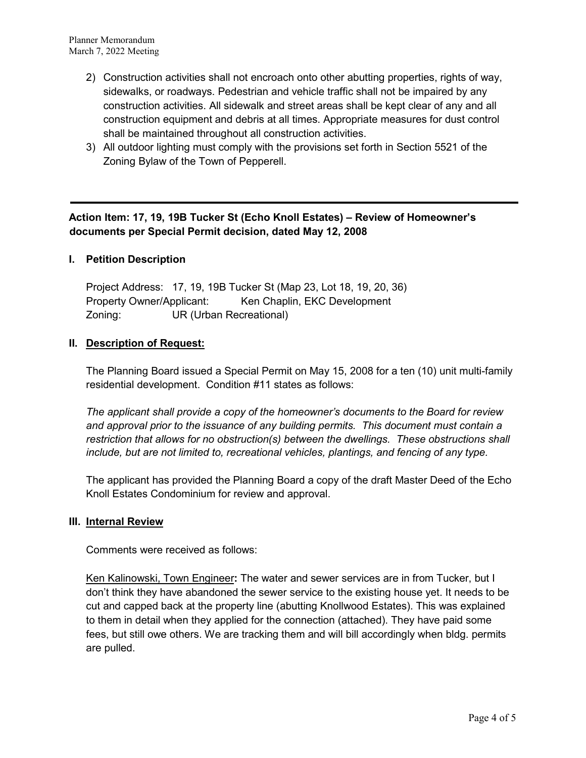2) Construction activities shall not encroach onto other abutting properties, rights of way, sidewalks, or roadways. Pedestrian and vehicle traffic shall not be impaired by any construction activities. All sidewalk and street areas shall be kept clear of any and all construction equipment and debris at all times. Appropriate measures for dust control shall be maintained throughout all construction activities.
3) All outdoor lighting must comply with the provisions set forth in Section 5521 of the Zoning Bylaw of the Town of Pepperell.

---

**Action Item: 17, 19, 19B Tucker St (Echo Knoll Estates) – Review of Homeowner's documents per Special Permit decision, dated May 12, 2008**

## I. Petition Description

Project Address: 17, 19, 19B Tucker St (Map 23, Lot 18, 19, 20, 36)
Property Owner/Applicant: Ken Chaplin, EKC Development
Zoning: UR (Urban Recreational)

## II. Description of Request:

The Planning Board issued a Special Permit on May 15, 2008 for a ten (10) unit multi-family residential development. Condition #11 states as follows:

*The applicant shall provide a copy of the homeowner's documents to the Board for review and approval prior to the issuance of any building permits. This document must contain a restriction that allows for no obstruction(s) between the dwellings. These obstructions shall include, but are not limited to, recreational vehicles, plantings, and fencing of any type.*

The applicant has provided the Planning Board a copy of the draft Master Deed of the Echo Knoll Estates Condominium for review and approval.

## III. Internal Review

Comments were received as follows:

Ken Kalinowski, Town Engineer**:** The water and sewer services are in from Tucker, but I don't think they have abandoned the sewer service to the existing house yet. It needs to be cut and capped back at the property line (abutting Knollwood Estates). This was explained to them in detail when they applied for the connection (attached). They have paid some fees, but still owe others. We are tracking them and will bill accordingly when bldg. permits are pulled.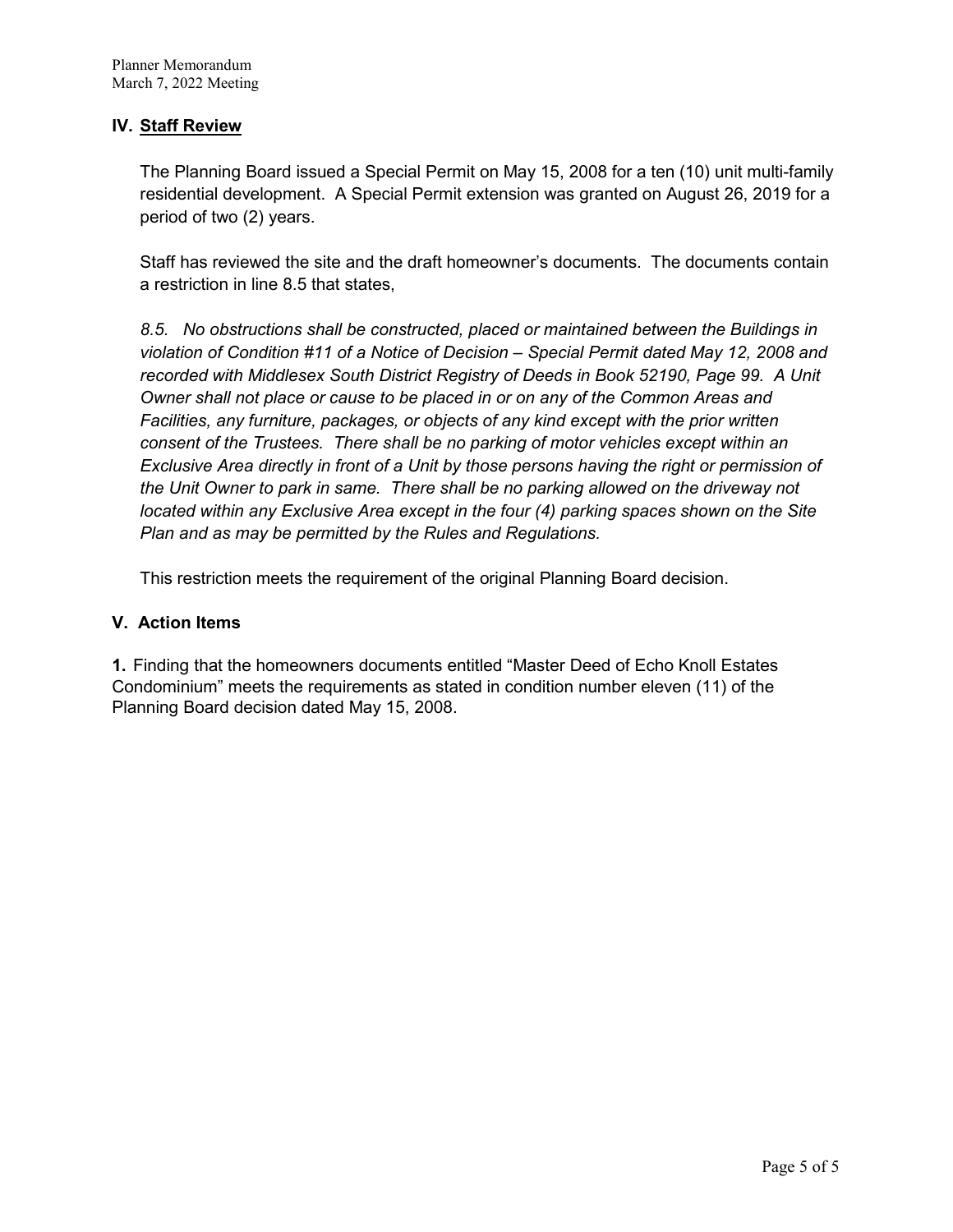## IV. Staff Review

The Planning Board issued a Special Permit on May 15, 2008 for a ten (10) unit multi-family residential development. A Special Permit extension was granted on August 26, 2019 for a period of two (2) years.

Staff has reviewed the site and the draft homeowner's documents. The documents contain a restriction in line 8.5 that states,

*8.5. No obstructions shall be constructed, placed or maintained between the Buildings in violation of Condition #11 of a Notice of Decision – Special Permit dated May 12, 2008 and recorded with Middlesex South District Registry of Deeds in Book 52190, Page 99. A Unit Owner shall not place or cause to be placed in or on any of the Common Areas and Facilities, any furniture, packages, or objects of any kind except with the prior written consent of the Trustees. There shall be no parking of motor vehicles except within an Exclusive Area directly in front of a Unit by those persons having the right or permission of the Unit Owner to park in same. There shall be no parking allowed on the driveway not located within any Exclusive Area except in the four (4) parking spaces shown on the Site Plan and as may be permitted by the Rules and Regulations.*

This restriction meets the requirement of the original Planning Board decision.

## V. Action Items

**1.** Finding that the homeowners documents entitled "Master Deed of Echo Knoll Estates Condominium" meets the requirements as stated in condition number eleven (11) of the Planning Board decision dated May 15, 2008.